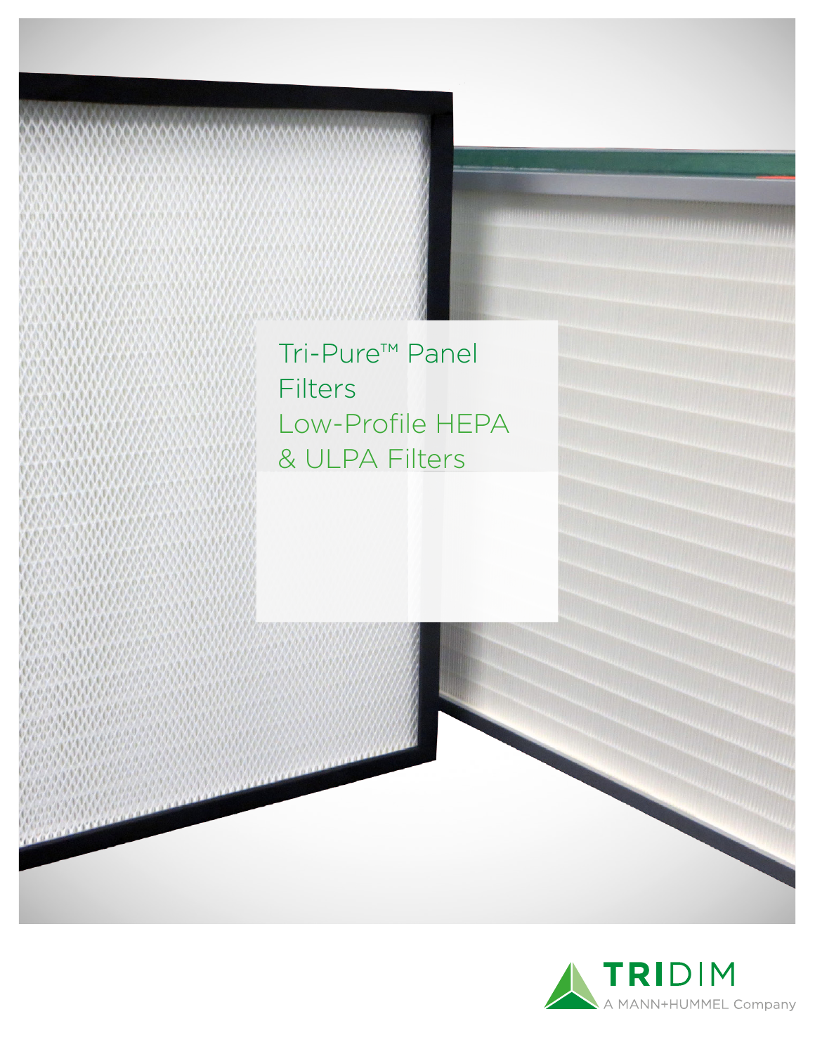# Tri-Pure™ Panel Filters

## Low-Profile HEPA & ULPA Filters

TRIDIM

A MANN+HUMMEL Company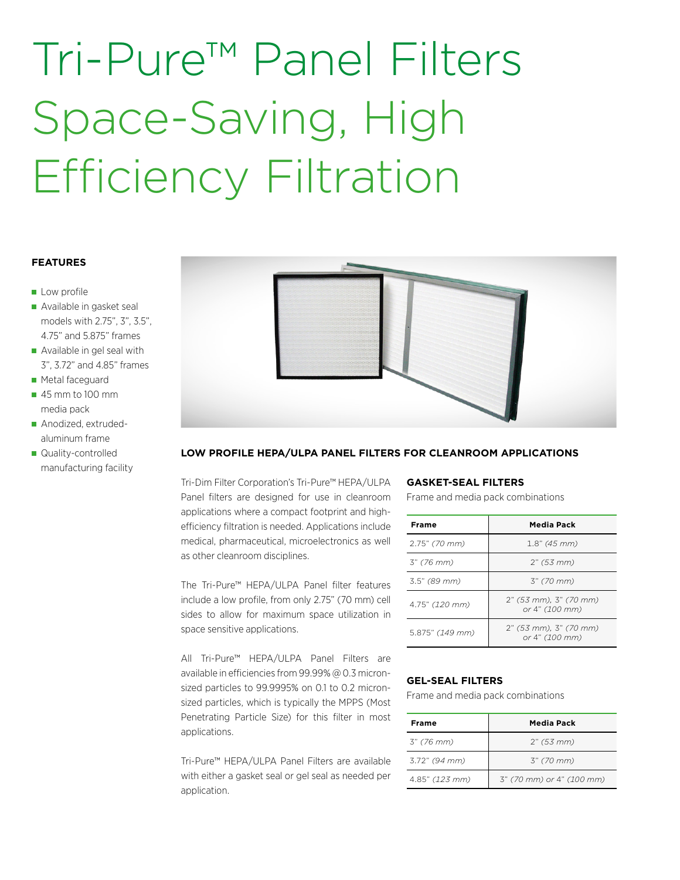# Tri-Pure™ Panel Filters Space-Saving, High Efficiency Filtration

**FEATURES**

- Low profile
- Available in gasket seal models with 2.75", 3", 3.5", 4.75" and 5.875" frames
- Available in gel seal with 3", 3.72" and 4.85" frames
- Metal faceguard
- 45 mm to 100 mm media pack
- Anodized, extruded-aluminum frame
- Quality-controlled manufacturing facility

## LOW PROFILE HEPA/ULPA PANEL FILTERS FOR CLEANROOM APPLICATIONS

Tri-Dim Filter Corporation's Tri-Pure™ HEPA/ULPA Panel filters are designed for use in cleanroom applications where a compact footprint and high-efficiency filtration is needed. Applications include medical, pharmaceutical, microelectronics as well as other cleanroom disciplines.

The Tri-Pure™ HEPA/ULPA Panel filter features include a low profile, from only 2.75" (70 mm) cell sides to allow for maximum space utilization in space sensitive applications.

All Tri-Pure™ HEPA/ULPA Panel Filters are available in efficiencies from 99.99% @ 0.3 micron-sized particles to 99.9995% on 0.1 to 0.2 micron-sized particles, which is typically the MPPS (Most Penetrating Particle Size) for this filter in most applications.

Tri-Pure™ HEPA/ULPA Panel Filters are available with either a gasket seal or gel seal as needed per application.

### GASKET-SEAL FILTERS

Frame and media pack combinations

| Frame | Media Pack |
|---|---|
| 2.75" *(70 mm)* | 1.8" *(45 mm)* |
| 3" *(76 mm)* | 2" *(53 mm)* |
| 3.5" *(89 mm)* | 3" *(70 mm)* |
| 4.75" *(120 mm)* | 2" *(53 mm)*, 3" *(70 mm)* or 4" *(100 mm)* |
| 5.875" *(149 mm)* | 2" *(53 mm)*, 3" *(70 mm)* or 4" *(100 mm)* |

### GEL-SEAL FILTERS

Frame and media pack combinations

| Frame | Media Pack |
|---|---|
| 3" *(76 mm)* | 2" *(53 mm)* |
| 3.72" *(94 mm)* | 3" *(70 mm)* |
| 4.85" *(123 mm)* | 3" *(70 mm)* or 4" *(100 mm)* |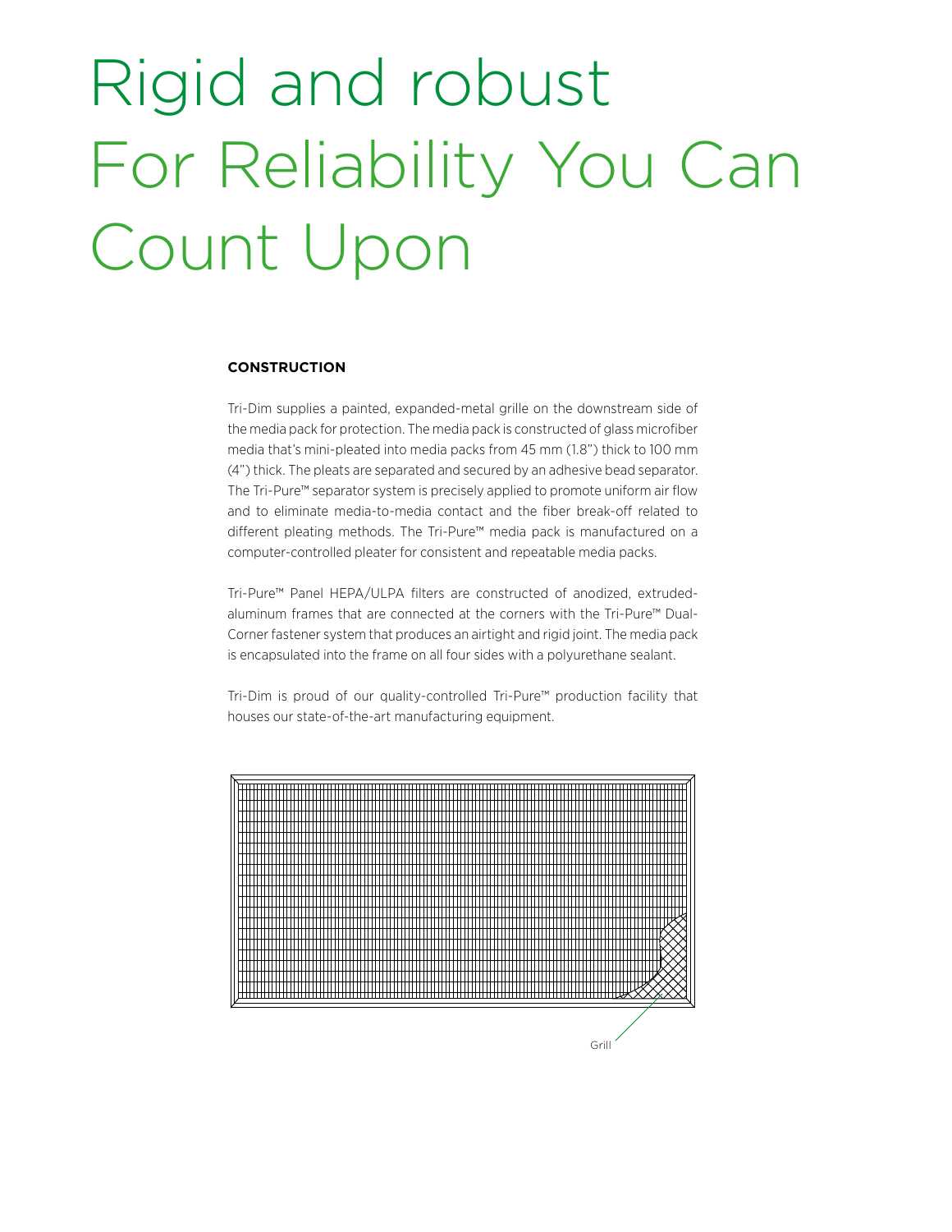# Rigid and robust For Reliability You Can Count Upon

**CONSTRUCTION**

Tri-Dim supplies a painted, expanded-metal grille on the downstream side of the media pack for protection. The media pack is constructed of glass microfiber media that's mini-pleated into media packs from 45 mm (1.8") thick to 100 mm (4") thick. The pleats are separated and secured by an adhesive bead separator. The Tri-Pure™ separator system is precisely applied to promote uniform air flow and to eliminate media-to-media contact and the fiber break-off related to different pleating methods. The Tri-Pure™ media pack is manufactured on a computer-controlled pleater for consistent and repeatable media packs.

Tri-Pure™ Panel HEPA/ULPA filters are constructed of anodized, extruded-aluminum frames that are connected at the corners with the Tri-Pure™ Dual-Corner fastener system that produces an airtight and rigid joint. The media pack is encapsulated into the frame on all four sides with a polyurethane sealant.

Tri-Dim is proud of our quality-controlled Tri-Pure™ production facility that houses our state-of-the-art manufacturing equipment.

Grill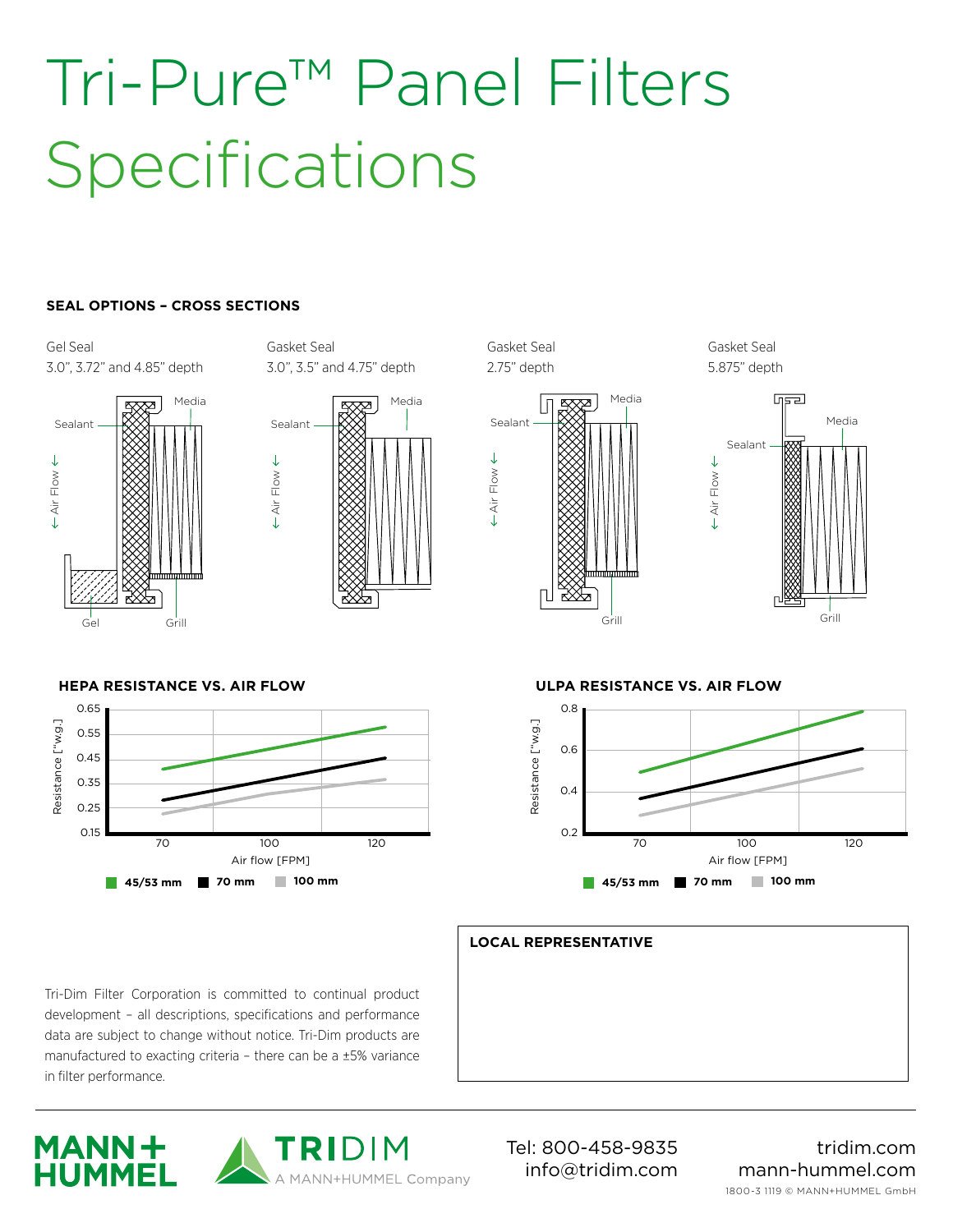# Tri-Pure™ Panel Filters Specifications

### SEAL OPTIONS – CROSS SECTIONS

Gel Seal
3.0", 3.72" and 4.85" depth

Media
Sealant
Air Flow
Gel
Grill

Gasket Seal
3.0", 3.5" and 4.75" depth

Media
Sealant
Air Flow

Gasket Seal
2.75" depth

Media
Sealant
Air Flow
Grill

Gasket Seal
5.875" depth

Media
Sealant
Air Flow
Grill

### HEPA RESISTANCE VS. AIR FLOW

Resistance ["w.g.]
0.65
0.55
0.45
0.35
0.25
0.15
70
100
120
Air flow [FPM]
45/53 mm
70 mm
100 mm

### ULPA RESISTANCE VS. AIR FLOW

Resistance ["w.g.]
0.8
0.6
0.4
0.2
70
100
120
Air flow [FPM]
45/53 mm
70 mm
100 mm

Tri-Dim Filter Corporation is committed to continual product development – all descriptions, specifications and performance data are subject to change without notice. Tri-Dim products are manufactured to exacting criteria – there can be a ±5% variance in filter performance.

**LOCAL REPRESENTATIVE**

MANN+HUMMEL

TRIDIM
A MANN+HUMMEL Company

Tel: 800-458-9835
info@tridim.com

tridim.com
mann-hummel.com

1800-3 1119 © MANN+HUMMEL GmbH